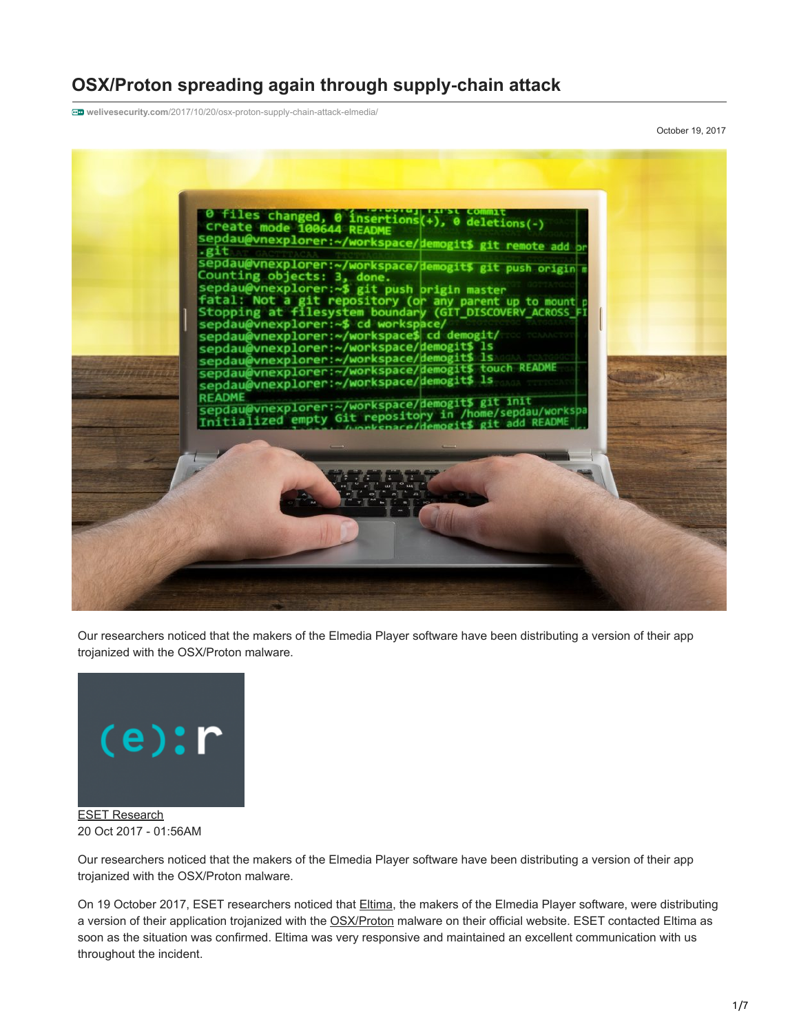# OSX/Proton spreading again through supply-chain attack

welivesecurity.com/2017/10/20/osx-proton-supply-chain-attack-elmedia/

October 19, 2017

Our researchers noticed that the makers of the Elmedia Player software have been distributing a version of their app trojanized with the OSX/Proton malware.

ESET Research
20 Oct 2017 - 01:56AM

Our researchers noticed that the makers of the Elmedia Player software have been distributing a version of their app trojanized with the OSX/Proton malware.

On 19 October 2017, ESET researchers noticed that Eltima, the makers of the Elmedia Player software, were distributing a version of their application trojanized with the OSX/Proton malware on their official website. ESET contacted Eltima as soon as the situation was confirmed. Eltima was very responsive and maintained an excellent communication with us throughout the incident.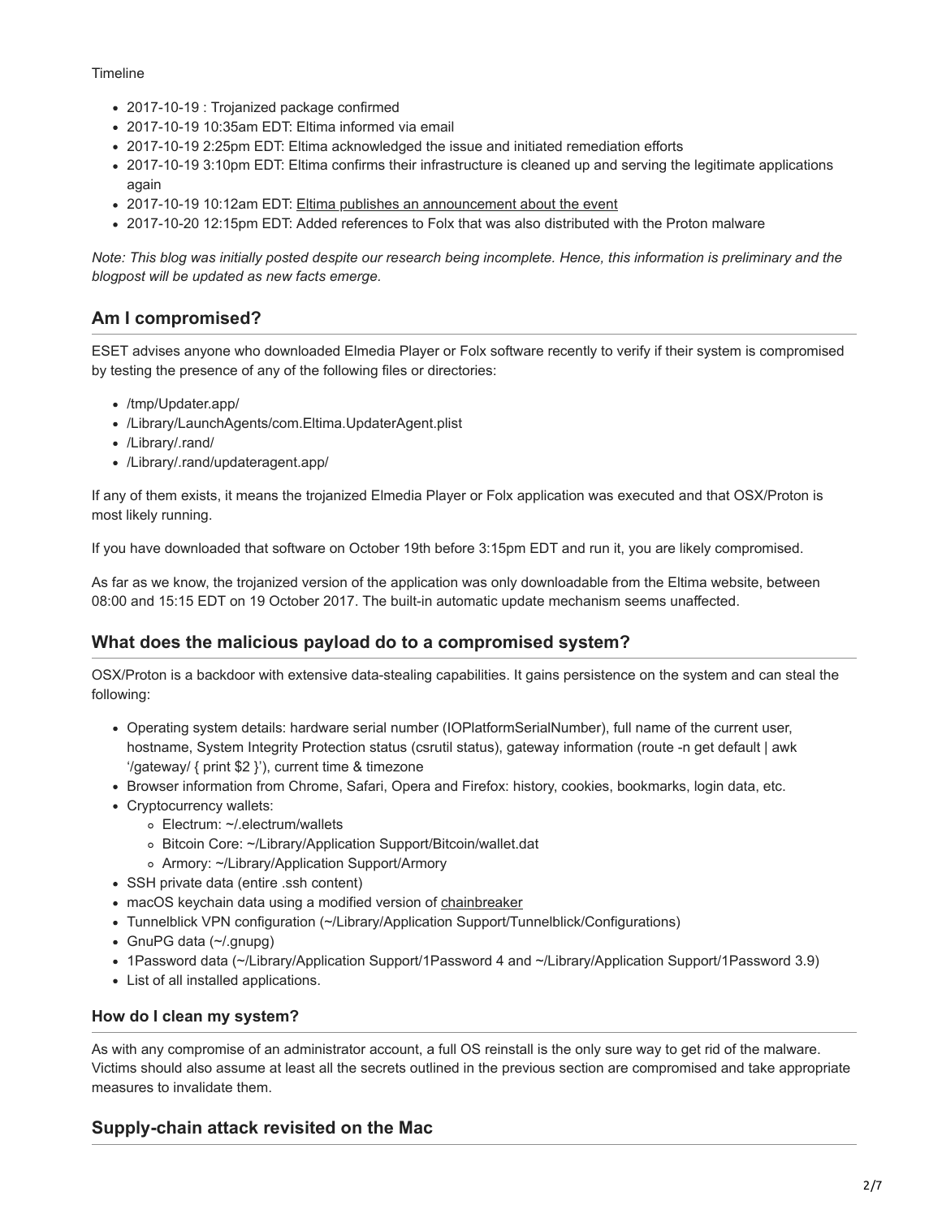Timeline

- 2017-10-19 : Trojanized package confirmed
- 2017-10-19 10:35am EDT: Eltima informed via email
- 2017-10-19 2:25pm EDT: Eltima acknowledged the issue and initiated remediation efforts
- 2017-10-19 3:10pm EDT: Eltima confirms their infrastructure is cleaned up and serving the legitimate applications again
- 2017-10-19 10:12am EDT: Eltima publishes an announcement about the event
- 2017-10-20 12:15pm EDT: Added references to Folx that was also distributed with the Proton malware

*Note: This blog was initially posted despite our research being incomplete. Hence, this information is preliminary and the blogpost will be updated as new facts emerge.*

## Am I compromised?

ESET advises anyone who downloaded Elmedia Player or Folx software recently to verify if their system is compromised by testing the presence of any of the following files or directories:

- /tmp/Updater.app/
- /Library/LaunchAgents/com.Eltima.UpdaterAgent.plist
- /Library/.rand/
- /Library/.rand/updateragent.app/

If any of them exists, it means the trojanized Elmedia Player or Folx application was executed and that OSX/Proton is most likely running.

If you have downloaded that software on October 19th before 3:15pm EDT and run it, you are likely compromised.

As far as we know, the trojanized version of the application was only downloadable from the Eltima website, between 08:00 and 15:15 EDT on 19 October 2017. The built-in automatic update mechanism seems unaffected.

## What does the malicious payload do to a compromised system?

OSX/Proton is a backdoor with extensive data-stealing capabilities. It gains persistence on the system and can steal the following:

- Operating system details: hardware serial number (IOPlatformSerialNumber), full name of the current user, hostname, System Integrity Protection status (csrutil status), gateway information (route -n get default | awk '/gateway/ { print $2 }'), current time & timezone
- Browser information from Chrome, Safari, Opera and Firefox: history, cookies, bookmarks, login data, etc.
- Cryptocurrency wallets:
  - Electrum: ~/.electrum/wallets
  - Bitcoin Core: ~/Library/Application Support/Bitcoin/wallet.dat
  - Armory: ~/Library/Application Support/Armory
- SSH private data (entire .ssh content)
- macOS keychain data using a modified version of chainbreaker
- Tunnelblick VPN configuration (~/Library/Application Support/Tunnelblick/Configurations)
- GnuPG data (~/.gnupg)
- 1Password data (~/Library/Application Support/1Password 4 and ~/Library/Application Support/1Password 3.9)
- List of all installed applications.

### How do I clean my system?

As with any compromise of an administrator account, a full OS reinstall is the only sure way to get rid of the malware. Victims should also assume at least all the secrets outlined in the previous section are compromised and take appropriate measures to invalidate them.

## Supply-chain attack revisited on the Mac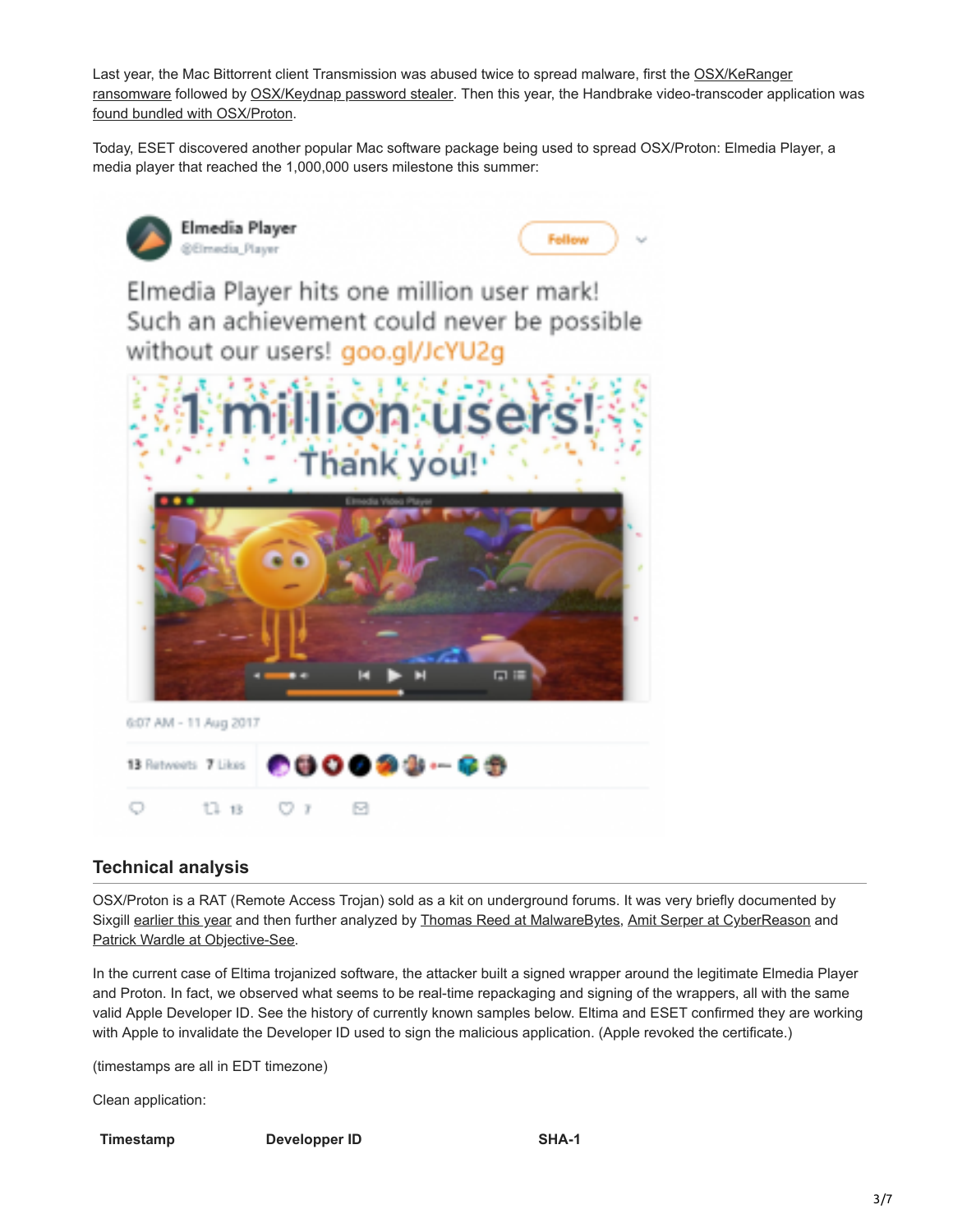Last year, the Mac Bittorrent client Transmission was abused twice to spread malware, first the OSX/KeRanger ransomware followed by OSX/Keydnap password stealer. Then this year, the Handbrake video-transcoder application was found bundled with OSX/Proton.

Today, ESET discovered another popular Mac software package being used to spread OSX/Proton: Elmedia Player, a media player that reached the 1,000,000 users milestone this summer:

## Technical analysis

OSX/Proton is a RAT (Remote Access Trojan) sold as a kit on underground forums. It was very briefly documented by Sixgill earlier this year and then further analyzed by Thomas Reed at MalwareBytes, Amit Serper at CyberReason and Patrick Wardle at Objective-See.

In the current case of Eltima trojanized software, the attacker built a signed wrapper around the legitimate Elmedia Player and Proton. In fact, we observed what seems to be real-time repackaging and signing of the wrappers, all with the same valid Apple Developer ID. See the history of currently known samples below. Eltima and ESET confirmed they are working with Apple to invalidate the Developer ID used to sign the malicious application. (Apple revoked the certificate.)

(timestamps are all in EDT timezone)

Clean application:

| Timestamp | Developper ID | SHA-1 |
| --- | --- | --- |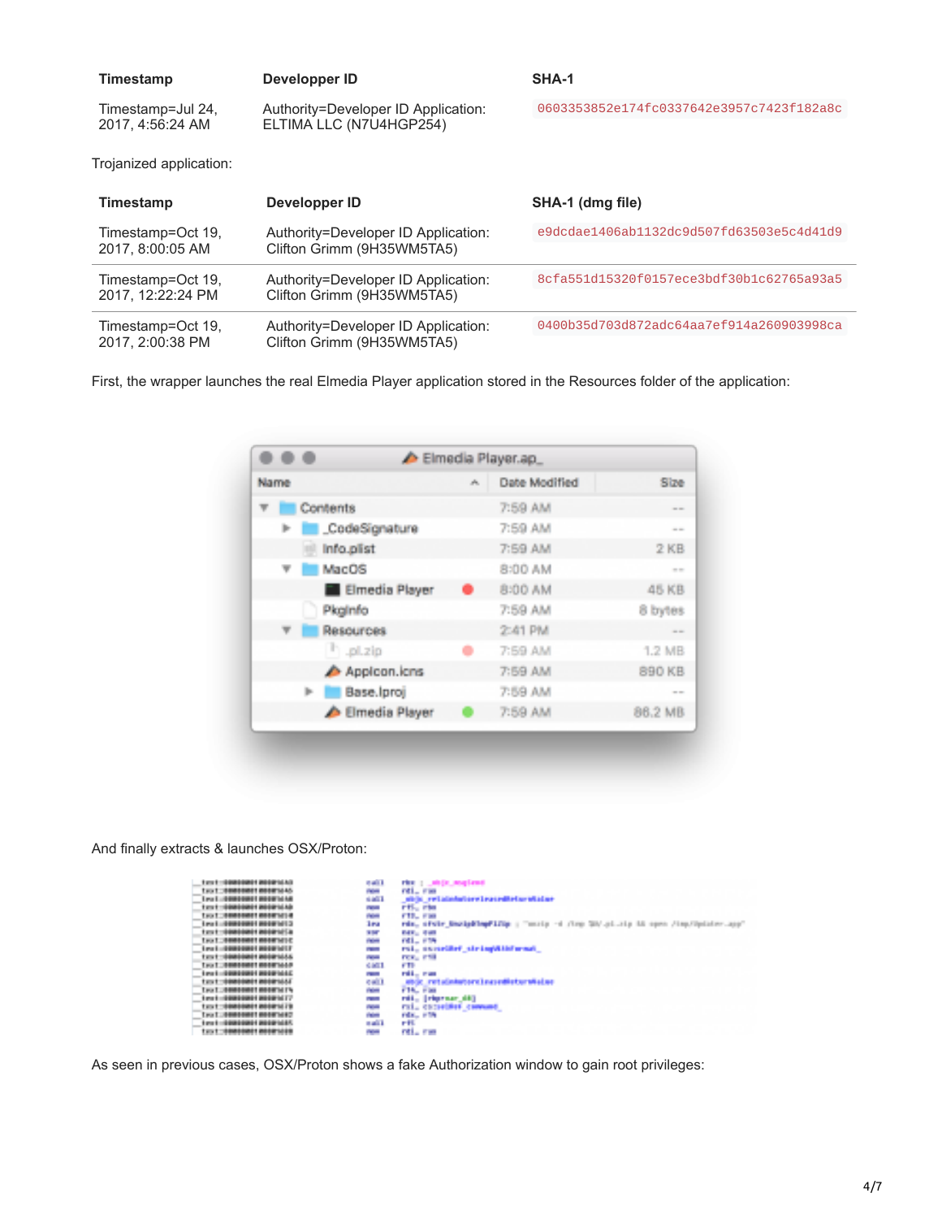| Timestamp | Developper ID | SHA-1 |
| --- | --- | --- |
| Timestamp=Jul 24, 2017, 4:56:24 AM | Authority=Developer ID Application: ELTIMA LLC (N7U4HGP254) | 0603353852e174fc0337642e3957c7423f182a8c |

Trojanized application:

| Timestamp | Developper ID | SHA-1 (dmg file) |
| --- | --- | --- |
| Timestamp=Oct 19, 2017, 8:00:05 AM | Authority=Developer ID Application: Clifton Grimm (9H35WM5TA5) | e9dcdae1406ab1132dc9d507fd63503e5c4d41d9 |
| Timestamp=Oct 19, 2017, 12:22:24 PM | Authority=Developer ID Application: Clifton Grimm (9H35WM5TA5) | 8cfa551d15320f0157ece3bdf30b1c62765a93a5 |
| Timestamp=Oct 19, 2017, 2:00:38 PM | Authority=Developer ID Application: Clifton Grimm (9H35WM5TA5) | 0400b35d703d872adc64aa7ef914a260903998ca |

First, the wrapper launches the real Elmedia Player application stored in the Resources folder of the application:

And finally extracts & launches OSX/Proton:

As seen in previous cases, OSX/Proton shows a fake Authorization window to gain root privileges: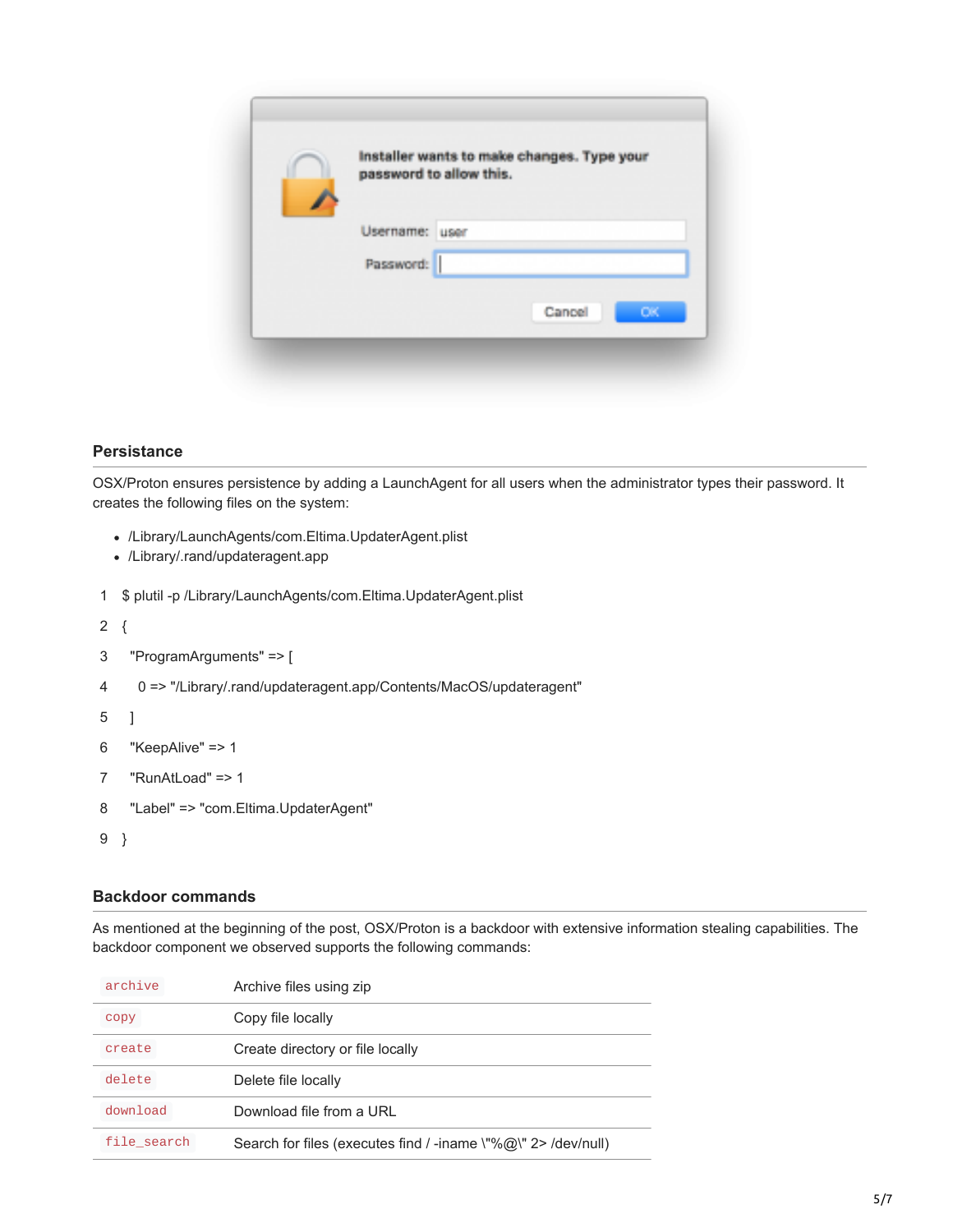## Persistance

OSX/Proton ensures persistence by adding a LaunchAgent for all users when the administrator types their password. It creates the following files on the system:

- /Library/LaunchAgents/com.Eltima.UpdaterAgent.plist
- /Library/.rand/updateragent.app

```
$ plutil -p /Library/LaunchAgents/com.Eltima.UpdaterAgent.plist
{
  "ProgramArguments" => [
    0 => "/Library/.rand/updateragent.app/Contents/MacOS/updateragent"
  ]
  "KeepAlive" => 1
  "RunAtLoad" => 1
  "Label" => "com.Eltima.UpdaterAgent"
}
```

## Backdoor commands

As mentioned at the beginning of the post, OSX/Proton is a backdoor with extensive information stealing capabilities. The backdoor component we observed supports the following commands:

| | |
|---|---|
| `archive` | Archive files using zip |
| `copy` | Copy file locally |
| `create` | Create directory or file locally |
| `delete` | Delete file locally |
| `download` | Download file from a URL |
| `file_search` | Search for files (executes find / -iname \"%@\" 2> /dev/null) |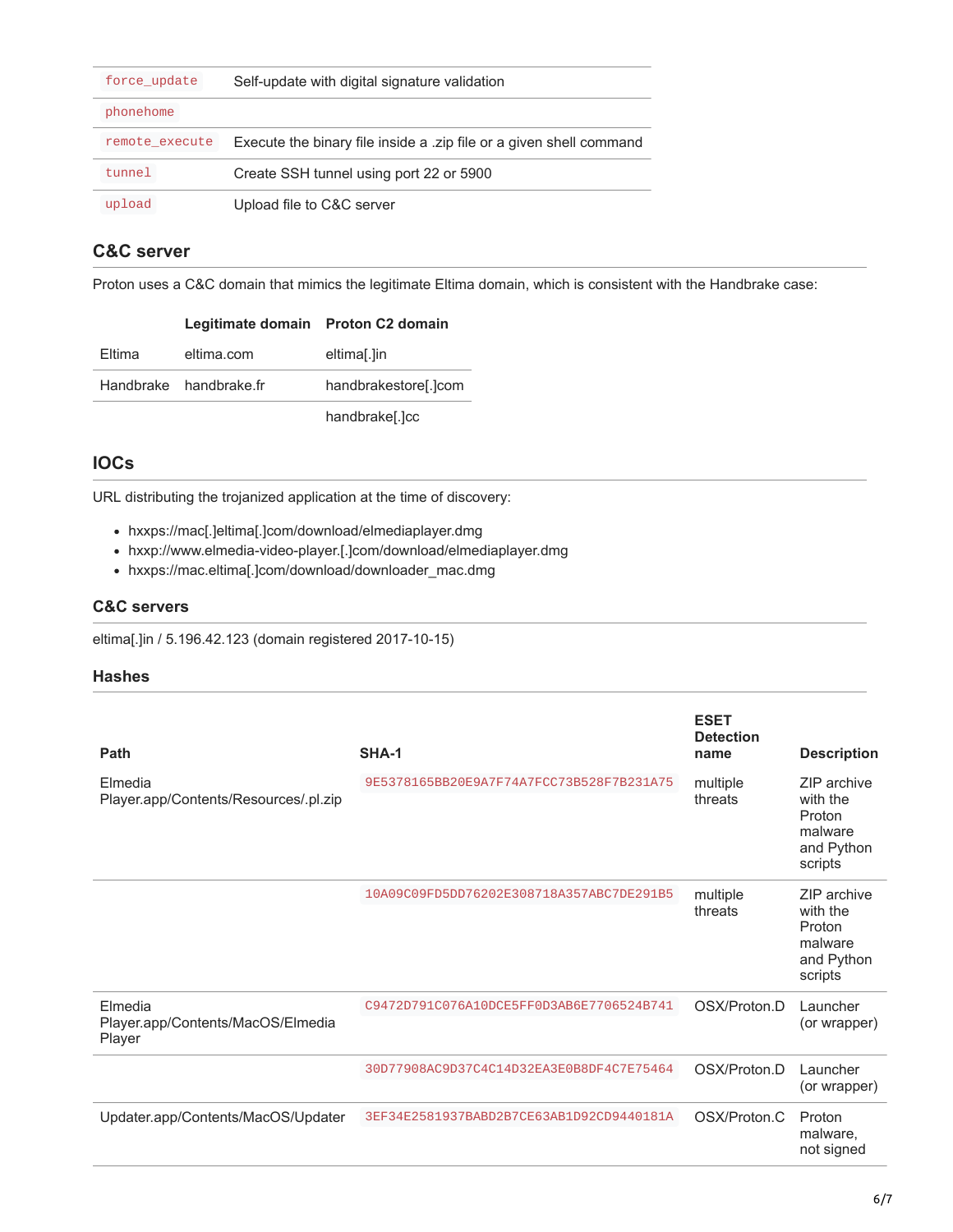| | |
|---|---|
| `force_update` | Self-update with digital signature validation |
| `phonehome` | |
| `remote_execute` | Execute the binary file inside a .zip file or a given shell command |
| `tunnel` | Create SSH tunnel using port 22 or 5900 |
| `upload` | Upload file to C&C server |

## C&C server

Proton uses a C&C domain that mimics the legitimate Eltima domain, which is consistent with the Handbrake case:

| | Legitimate domain | Proton C2 domain |
|---|---|---|
| Eltima | eltima.com | eltima[.]in |
| Handbrake | handbrake.fr | handbrakestore[.]com |
| | | handbrake[.]cc |

## IOCs

URL distributing the trojanized application at the time of discovery:

- hxxps://mac[.]eltima[.]com/download/elmediaplayer.dmg
- hxxp://www.elmedia-video-player.[.]com/download/elmediaplayer.dmg
- hxxps://mac.eltima[.]com/download/downloader_mac.dmg

### C&C servers

eltima[.]in / 5.196.42.123 (domain registered 2017-10-15)

### Hashes

| Path | SHA-1 | ESET Detection name | Description |
|---|---|---|---|
| Elmedia Player.app/Contents/Resources/.pl.zip | `9E5378165BB20E9A7F74A7FCC73B528F7B231A75` | multiple threats | ZIP archive with the Proton malware and Python scripts |
| | `10A09C09FD5DD76202E308718A357ABC7DE291B5` | multiple threats | ZIP archive with the Proton malware and Python scripts |
| Elmedia Player.app/Contents/MacOS/Elmedia Player | `C9472D791C076A10DCE5FF0D3AB6E7706524B741` | OSX/Proton.D | Launcher (or wrapper) |
| | `30D77908AC9D37C4C14D32EA3E0B8DF4C7E75464` | OSX/Proton.D | Launcher (or wrapper) |
| Updater.app/Contents/MacOS/Updater | `3EF34E2581937BABD2B7CE63AB1D92CD9440181A` | OSX/Proton.C | Proton malware, not signed |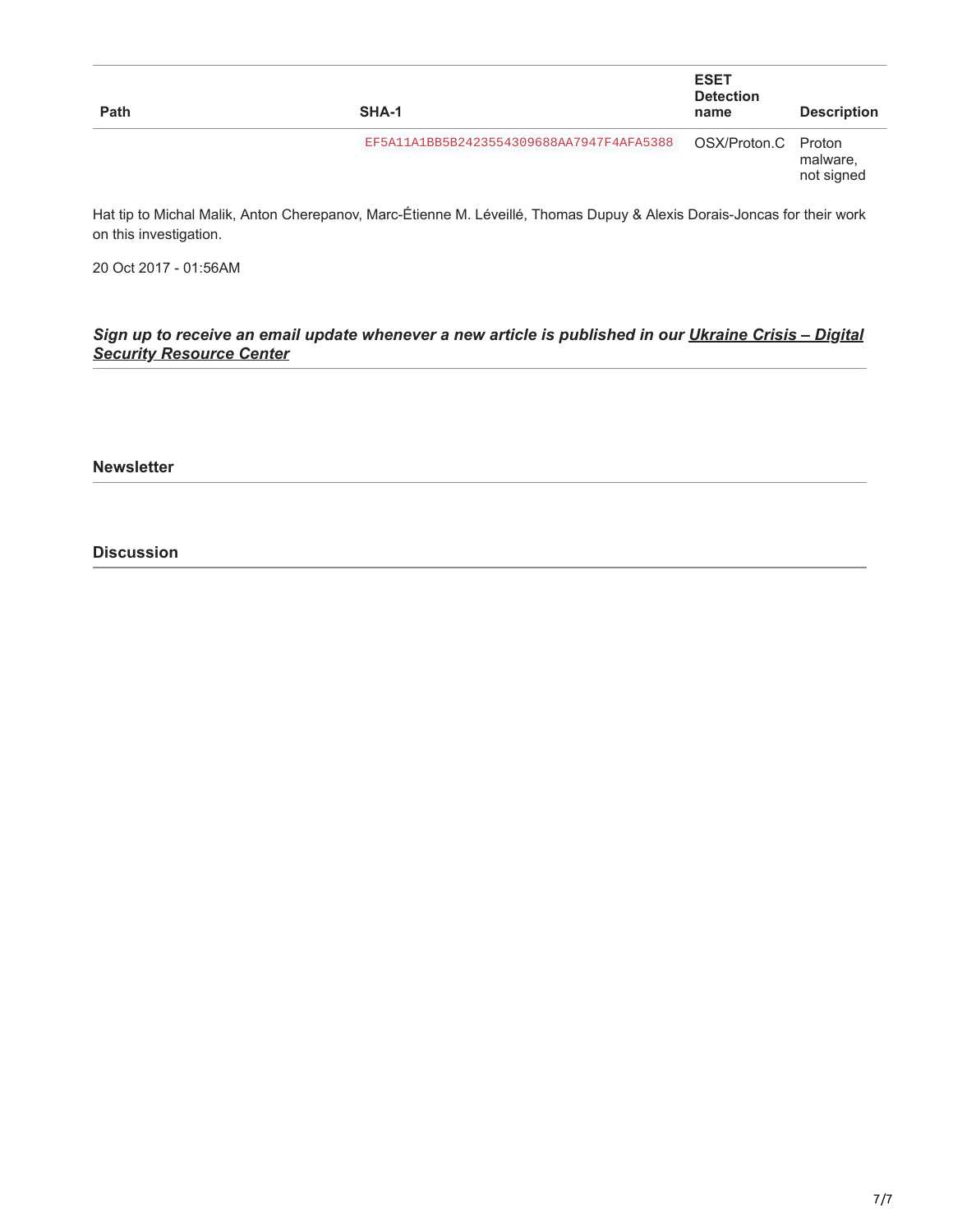| Path | SHA-1 | ESET Detection name | Description |
| --- | --- | --- | --- |
| | EF5A11A1BB5B2423554309688AA7947F4AFA5388 | OSX/Proton.C | Proton malware, not signed |

Hat tip to Michal Malik, Anton Cherepanov, Marc-Étienne M. Léveillé, Thomas Dupuy & Alexis Dorais-Joncas for their work on this investigation.

20 Oct 2017 - 01:56AM

***Sign up to receive an email update whenever a new article is published in our Ukraine Crisis – Digital Security Resource Center***

**Newsletter**

**Discussion**